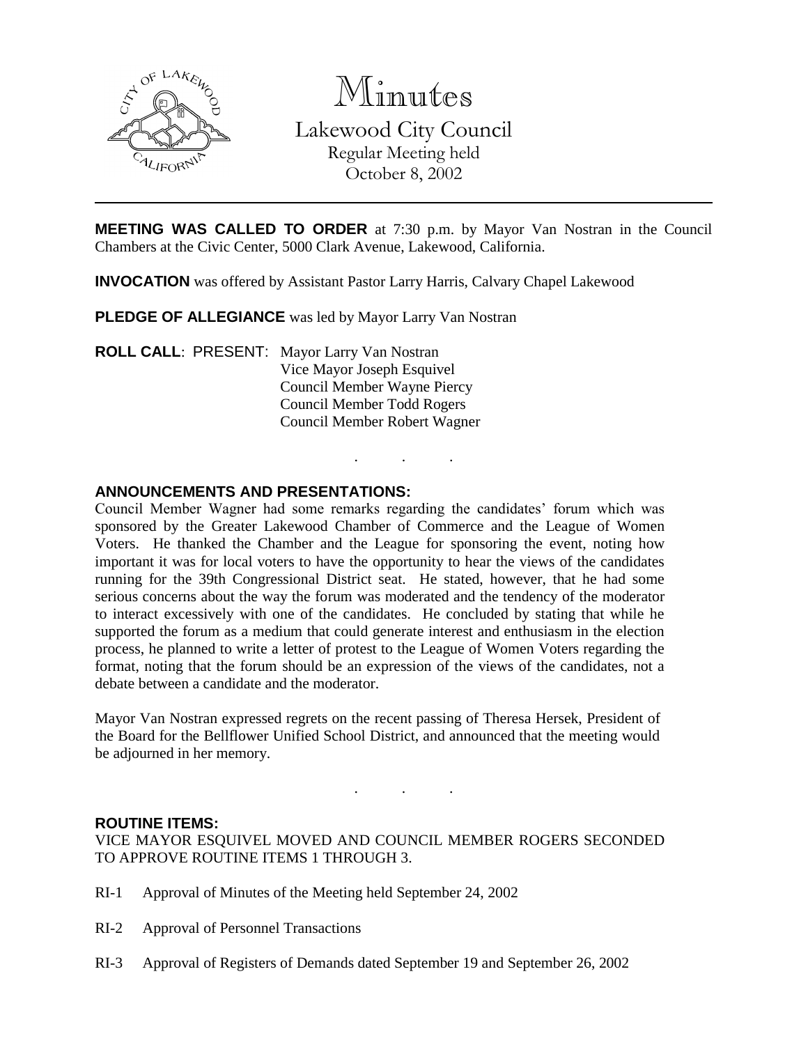# Minutes

## Lakewood City Council

Regular Meeting held
October 8, 2002

---

**MEETING WAS CALLED TO ORDER** at 7:30 p.m. by Mayor Van Nostran in the Council Chambers at the Civic Center, 5000 Clark Avenue, Lakewood, California.

**INVOCATION** was offered by Assistant Pastor Larry Harris, Calvary Chapel Lakewood

**PLEDGE OF ALLEGIANCE** was led by Mayor Larry Van Nostran

**ROLL CALL**: PRESENT: Mayor Larry Van Nostran
Vice Mayor Joseph Esquivel
Council Member Wayne Piercy
Council Member Todd Rogers
Council Member Robert Wagner

. . .

**ANNOUNCEMENTS AND PRESENTATIONS:**

Council Member Wagner had some remarks regarding the candidates' forum which was sponsored by the Greater Lakewood Chamber of Commerce and the League of Women Voters. He thanked the Chamber and the League for sponsoring the event, noting how important it was for local voters to have the opportunity to hear the views of the candidates running for the 39th Congressional District seat. He stated, however, that he had some serious concerns about the way the forum was moderated and the tendency of the moderator to interact excessively with one of the candidates. He concluded by stating that while he supported the forum as a medium that could generate interest and enthusiasm in the election process, he planned to write a letter of protest to the League of Women Voters regarding the format, noting that the forum should be an expression of the views of the candidates, not a debate between a candidate and the moderator.

Mayor Van Nostran expressed regrets on the recent passing of Theresa Hersek, President of the Board for the Bellflower Unified School District, and announced that the meeting would be adjourned in her memory.

. . .

**ROUTINE ITEMS:**

VICE MAYOR ESQUIVEL MOVED AND COUNCIL MEMBER ROGERS SECONDED TO APPROVE ROUTINE ITEMS 1 THROUGH 3.

RI-1 Approval of Minutes of the Meeting held September 24, 2002

RI-2 Approval of Personnel Transactions

RI-3 Approval of Registers of Demands dated September 19 and September 26, 2002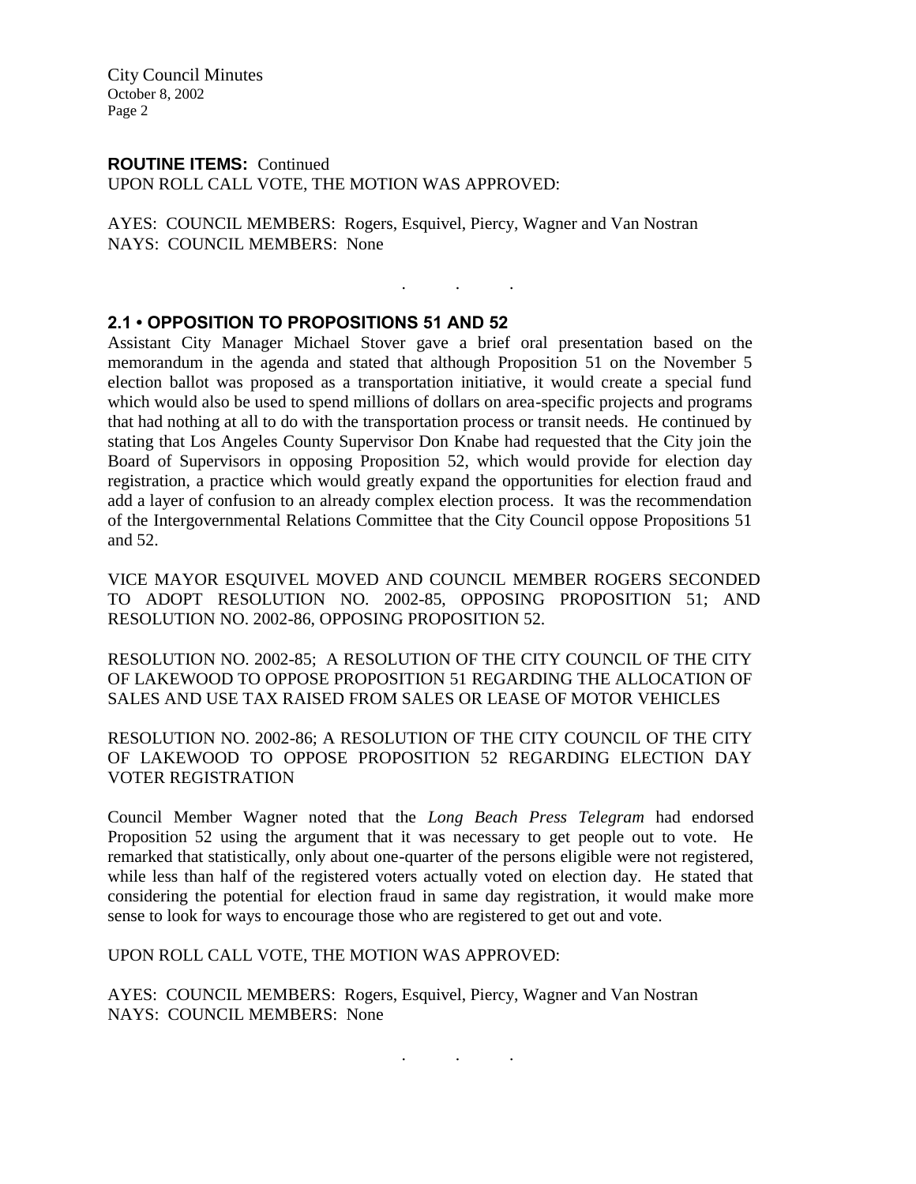**ROUTINE ITEMS:** Continued

UPON ROLL CALL VOTE, THE MOTION WAS APPROVED:

AYES: COUNCIL MEMBERS: Rogers, Esquivel, Piercy, Wagner and Van Nostran
NAYS: COUNCIL MEMBERS: None

. . .

### 2.1 • OPPOSITION TO PROPOSITIONS 51 AND 52

Assistant City Manager Michael Stover gave a brief oral presentation based on the memorandum in the agenda and stated that although Proposition 51 on the November 5 election ballot was proposed as a transportation initiative, it would create a special fund which would also be used to spend millions of dollars on area-specific projects and programs that had nothing at all to do with the transportation process or transit needs. He continued by stating that Los Angeles County Supervisor Don Knabe had requested that the City join the Board of Supervisors in opposing Proposition 52, which would provide for election day registration, a practice which would greatly expand the opportunities for election fraud and add a layer of confusion to an already complex election process. It was the recommendation of the Intergovernmental Relations Committee that the City Council oppose Propositions 51 and 52.

VICE MAYOR ESQUIVEL MOVED AND COUNCIL MEMBER ROGERS SECONDED TO ADOPT RESOLUTION NO. 2002-85, OPPOSING PROPOSITION 51; AND RESOLUTION NO. 2002-86, OPPOSING PROPOSITION 52.

RESOLUTION NO. 2002-85; A RESOLUTION OF THE CITY COUNCIL OF THE CITY OF LAKEWOOD TO OPPOSE PROPOSITION 51 REGARDING THE ALLOCATION OF SALES AND USE TAX RAISED FROM SALES OR LEASE OF MOTOR VEHICLES

RESOLUTION NO. 2002-86; A RESOLUTION OF THE CITY COUNCIL OF THE CITY OF LAKEWOOD TO OPPOSE PROPOSITION 52 REGARDING ELECTION DAY VOTER REGISTRATION

Council Member Wagner noted that the *Long Beach Press Telegram* had endorsed Proposition 52 using the argument that it was necessary to get people out to vote. He remarked that statistically, only about one-quarter of the persons eligible were not registered, while less than half of the registered voters actually voted on election day. He stated that considering the potential for election fraud in same day registration, it would make more sense to look for ways to encourage those who are registered to get out and vote.

UPON ROLL CALL VOTE, THE MOTION WAS APPROVED:

AYES: COUNCIL MEMBERS: Rogers, Esquivel, Piercy, Wagner and Van Nostran
NAYS: COUNCIL MEMBERS: None

. . .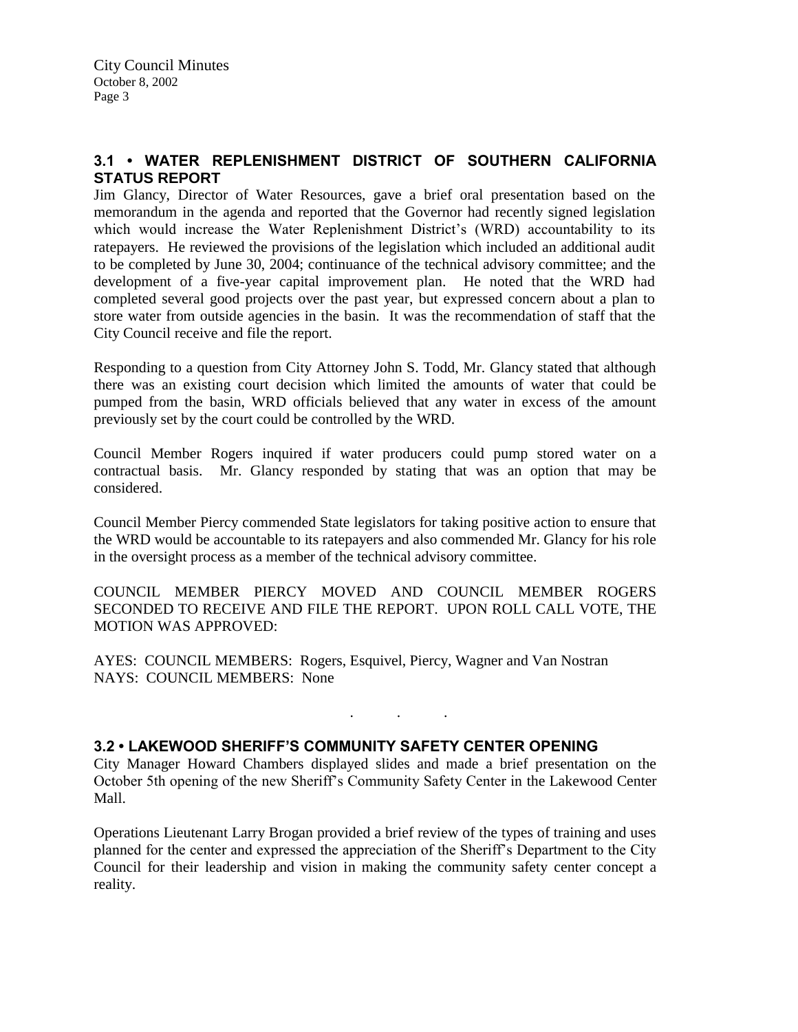## 3.1 • WATER REPLENISHMENT DISTRICT OF SOUTHERN CALIFORNIA STATUS REPORT

Jim Glancy, Director of Water Resources, gave a brief oral presentation based on the memorandum in the agenda and reported that the Governor had recently signed legislation which would increase the Water Replenishment District's (WRD) accountability to its ratepayers. He reviewed the provisions of the legislation which included an additional audit to be completed by June 30, 2004; continuance of the technical advisory committee; and the development of a five-year capital improvement plan. He noted that the WRD had completed several good projects over the past year, but expressed concern about a plan to store water from outside agencies in the basin. It was the recommendation of staff that the City Council receive and file the report.

Responding to a question from City Attorney John S. Todd, Mr. Glancy stated that although there was an existing court decision which limited the amounts of water that could be pumped from the basin, WRD officials believed that any water in excess of the amount previously set by the court could be controlled by the WRD.

Council Member Rogers inquired if water producers could pump stored water on a contractual basis. Mr. Glancy responded by stating that was an option that may be considered.

Council Member Piercy commended State legislators for taking positive action to ensure that the WRD would be accountable to its ratepayers and also commended Mr. Glancy for his role in the oversight process as a member of the technical advisory committee.

COUNCIL MEMBER PIERCY MOVED AND COUNCIL MEMBER ROGERS SECONDED TO RECEIVE AND FILE THE REPORT. UPON ROLL CALL VOTE, THE MOTION WAS APPROVED:

AYES: COUNCIL MEMBERS: Rogers, Esquivel, Piercy, Wagner and Van Nostran
NAYS: COUNCIL MEMBERS: None

. . .

## 3.2 • LAKEWOOD SHERIFF'S COMMUNITY SAFETY CENTER OPENING

City Manager Howard Chambers displayed slides and made a brief presentation on the October 5th opening of the new Sheriff's Community Safety Center in the Lakewood Center Mall.

Operations Lieutenant Larry Brogan provided a brief review of the types of training and uses planned for the center and expressed the appreciation of the Sheriff's Department to the City Council for their leadership and vision in making the community safety center concept a reality.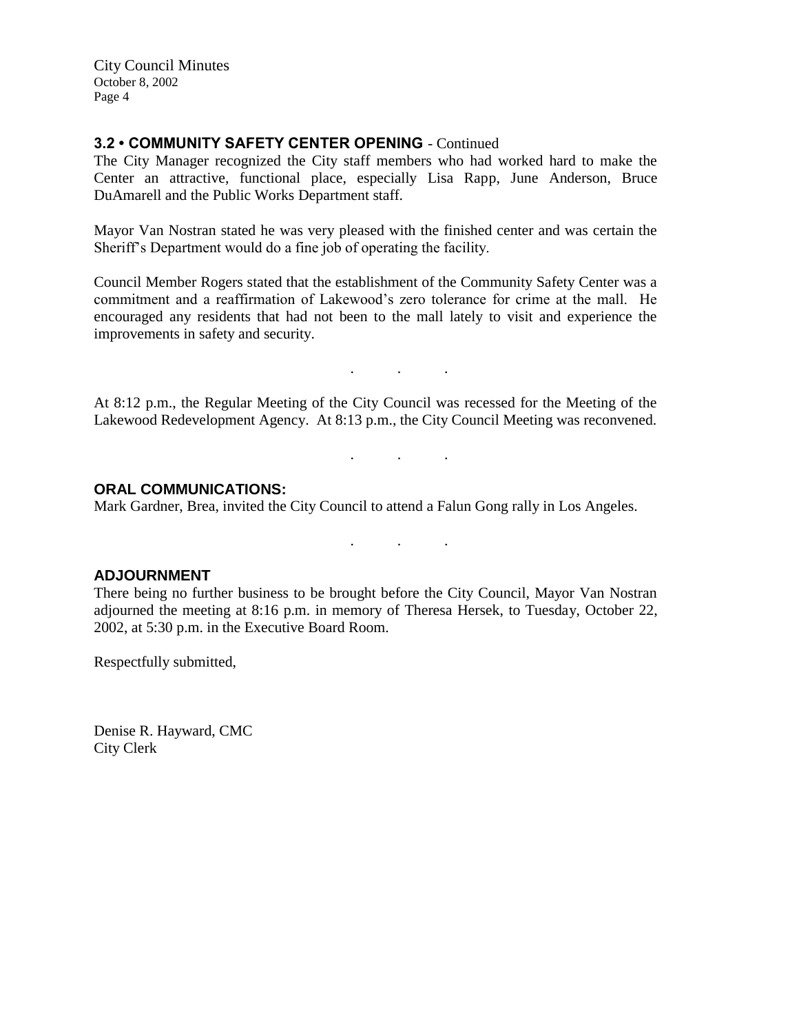### 3.2 • COMMUNITY SAFETY CENTER OPENING - Continued

The City Manager recognized the City staff members who had worked hard to make the Center an attractive, functional place, especially Lisa Rapp, June Anderson, Bruce DuAmarell and the Public Works Department staff.

Mayor Van Nostran stated he was very pleased with the finished center and was certain the Sheriff's Department would do a fine job of operating the facility.

Council Member Rogers stated that the establishment of the Community Safety Center was a commitment and a reaffirmation of Lakewood's zero tolerance for crime at the mall. He encouraged any residents that had not been to the mall lately to visit and experience the improvements in safety and security.

. . .

At 8:12 p.m., the Regular Meeting of the City Council was recessed for the Meeting of the Lakewood Redevelopment Agency. At 8:13 p.m., the City Council Meeting was reconvened.

. . .

### ORAL COMMUNICATIONS:

Mark Gardner, Brea, invited the City Council to attend a Falun Gong rally in Los Angeles.

. . .

### ADJOURNMENT

There being no further business to be brought before the City Council, Mayor Van Nostran adjourned the meeting at 8:16 p.m. in memory of Theresa Hersek, to Tuesday, October 22, 2002, at 5:30 p.m. in the Executive Board Room.

Respectfully submitted,

Denise R. Hayward, CMC
City Clerk